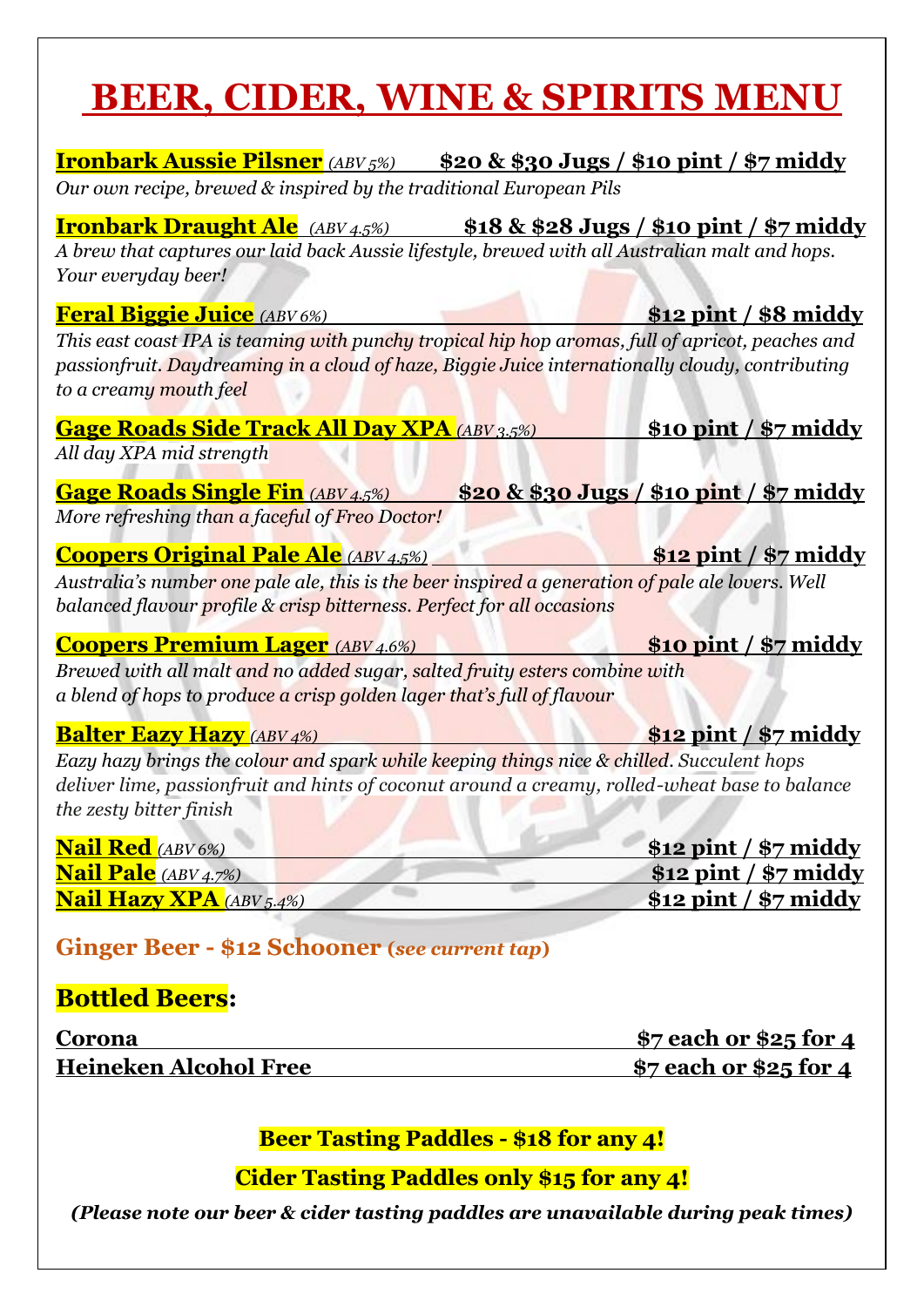# BEER, CIDER, WINE & SPIRITS MENU

**Ironbark Aussie Pilsner** *(ABV 5%)* **$20 & $30 Jugs / $10 pint / $7 middy**
*Our own recipe, brewed & inspired by the traditional European Pils*

**Ironbark Draught Ale** *(ABV 4.5%)* **$18 & $28 Jugs / $10 pint / $7 middy**
*A brew that captures our laid back Aussie lifestyle, brewed with all Australian malt and hops. Your everyday beer!*

**Feral Biggie Juice** *(ABV 6%)* **$12 pint / $8 middy**
*This east coast IPA is teaming with punchy tropical hip hop aromas, full of apricot, peaches and passionfruit. Daydreaming in a cloud of haze, Biggie Juice internationally cloudy, contributing to a creamy mouth feel*

**Gage Roads Side Track All Day XPA** *(ABV 3.5%)* **$10 pint / $7 middy**
*All day XPA mid strength*

**Gage Roads Single Fin** *(ABV 4.5%)* **$20 & $30 Jugs / $10 pint / $7 middy**
*More refreshing than a faceful of Freo Doctor!*

**Coopers Original Pale Ale** *(ABV 4.5%)* **$12 pint / $7 middy**
*Australia's number one pale ale, this is the beer inspired a generation of pale ale lovers. Well balanced flavour profile & crisp bitterness. Perfect for all occasions*

**Coopers Premium Lager** *(ABV 4.6%)* **$10 pint / $7 middy**
*Brewed with all malt and no added sugar, salted fruity esters combine with a blend of hops to produce a crisp golden lager that's full of flavour*

**Balter Eazy Hazy** *(ABV 4%)* **$12 pint / $7 middy**
*Eazy hazy brings the colour and spark while keeping things nice & chilled. Succulent hops deliver lime, passionfruit and hints of coconut around a creamy, rolled-wheat base to balance the zesty bitter finish*

**Nail Red** *(ABV 6%)* **$12 pint / $7 middy**
**Nail Pale** *(ABV 4.7%)* **$12 pint / $7 middy**
**Nail Hazy XPA** *(ABV 5.4%)* **$12 pint / $7 middy**

**Ginger Beer - $12 Schooner (*see current tap*)**

## Bottled Beers:

**Corona** **$7 each or $25 for 4**
**Heineken Alcohol Free** **$7 each or $25 for 4**

**Beer Tasting Paddles - $18 for any 4!**

**Cider Tasting Paddles only $15 for any 4!**

***(Please note our beer & cider tasting paddles are unavailable during peak times)***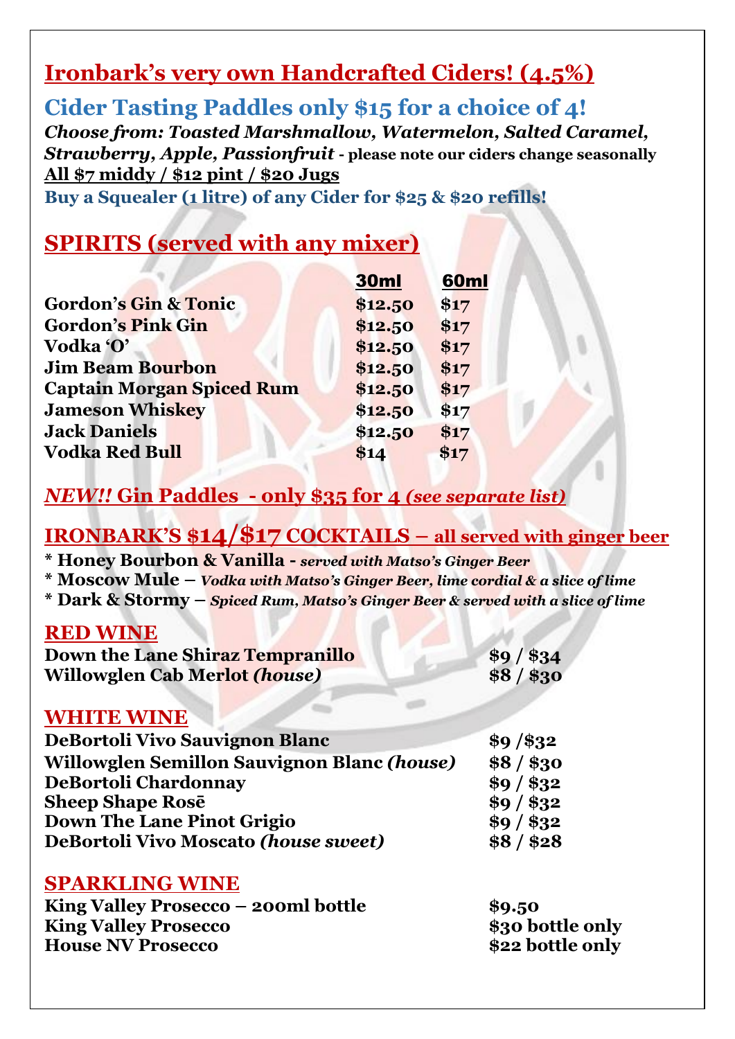## Ironbark's very own Handcrafted Ciders! (4.5%)

### Cider Tasting Paddles only $15 for a choice of 4!

***Choose from: Toasted Marshmallow, Watermelon, Salted Caramel, Strawberry, Apple, Passionfruit*** **- please note our ciders change seasonally**

**All $7 middy / $12 pint / $20 Jugs**

**Buy a Squealer (1 litre) of any Cider for $25 & $20 refills!**

## SPIRITS (served with any mixer)

| | 30ml | 60ml |
|---|---|---|
| **Gordon's Gin & Tonic** | $12.50 | $17 |
| **Gordon's Pink Gin** | $12.50 | $17 |
| **Vodka 'O'** | $12.50 | $17 |
| **Jim Beam Bourbon** | $12.50 | $17 |
| **Captain Morgan Spiced Rum** | $12.50 | $17 |
| **Jameson Whiskey** | $12.50 | $17 |
| **Jack Daniels** | $12.50 | $17 |
| **Vodka Red Bull** | $14 | $17 |

### *NEW!!* Gin Paddles - only $35 for 4 *(see separate list)*

### IRONBARK'S $14/$17 COCKTAILS – all served with ginger beer

* **Honey Bourbon & Vanilla** - *served with Matso's Ginger Beer*
* **Moscow Mule** – *Vodka with Matso's Ginger Beer, lime cordial & a slice of lime*
* **Dark & Stormy** – *Spiced Rum, Matso's Ginger Beer & served with a slice of lime*

### RED WINE

| | |
|---|---|
| **Down the Lane Shiraz Tempranillo** | $9 / $34 |
| **Willowglen Cab Merlot *(house)*** | $8 / $30 |

### WHITE WINE

| | |
|---|---|
| **DeBortoli Vivo Sauvignon Blanc** | $9 /$32 |
| **Willowglen Semillon Sauvignon Blanc *(house)*** | $8 / $30 |
| **DeBortoli Chardonnay** | $9 / $32 |
| **Sheep Shape Rosē** | $9 / $32 |
| **Down The Lane Pinot Grigio** | $9 / $32 |
| **DeBortoli Vivo Moscato *(house sweet)*** | $8 / $28 |

### SPARKLING WINE

| | |
|---|---|
| **King Valley Prosecco – 200ml bottle** | $9.50 |
| **King Valley Prosecco** | $30 bottle only |
| **House NV Prosecco** | $22 bottle only |